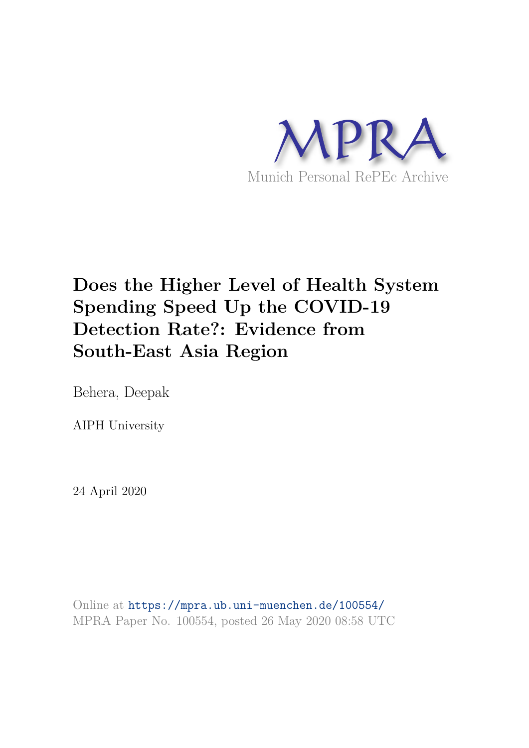MPRA

Munich Personal RePEc Archive

# Does the Higher Level of Health System Spending Speed Up the COVID-19 Detection Rate?: Evidence from South-East Asia Region

Behera, Deepak

AIPH University

24 April 2020

Online at https://mpra.ub.uni-muenchen.de/100554/
MPRA Paper No. 100554, posted 26 May 2020 08:58 UTC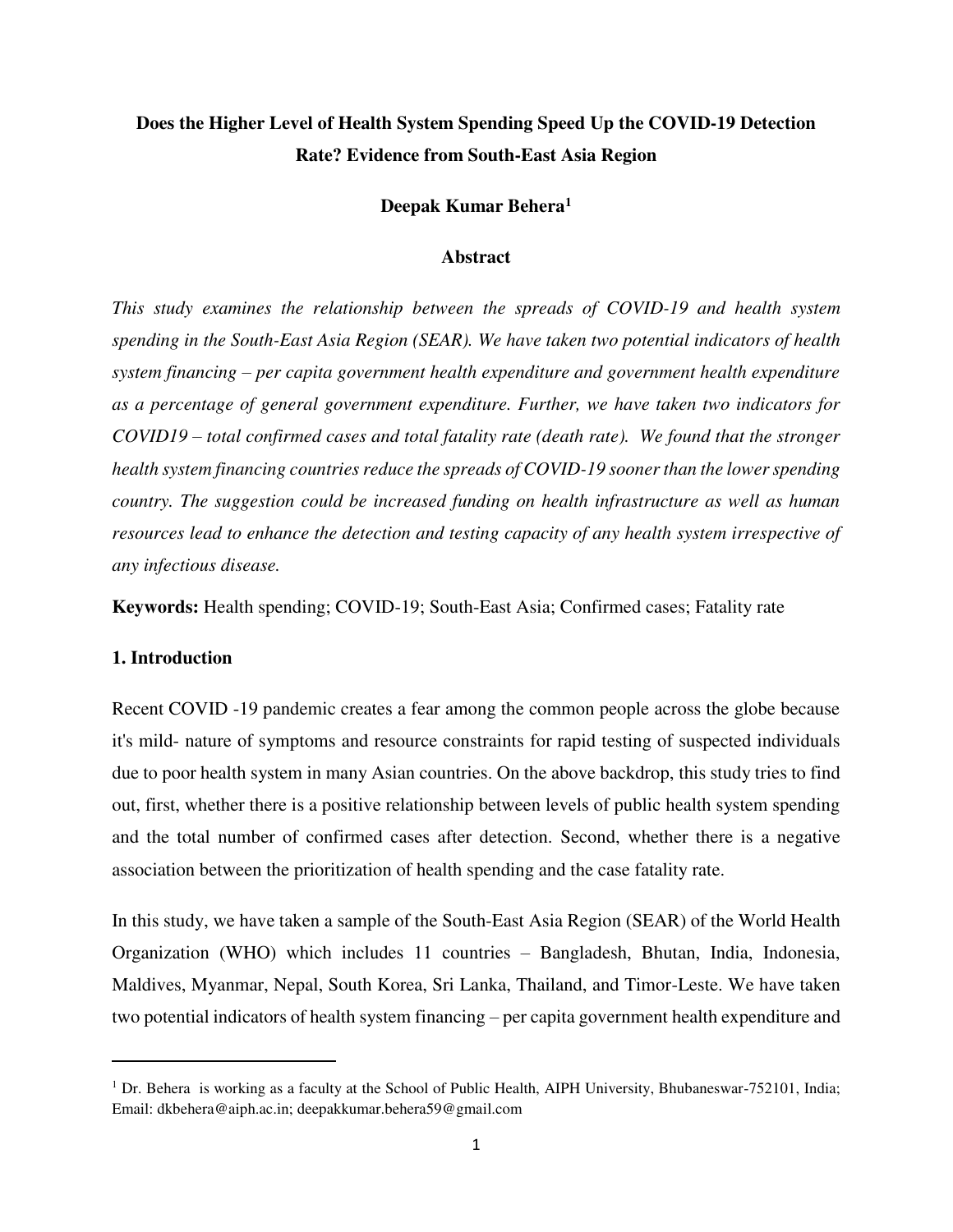# Does the Higher Level of Health System Spending Speed Up the COVID-19 Detection Rate? Evidence from South-East Asia Region

**Deepak Kumar Behera[1]**

## Abstract

*This study examines the relationship between the spreads of COVID-19 and health system spending in the South-East Asia Region (SEAR). We have taken two potential indicators of health system financing – per capita government health expenditure and government health expenditure as a percentage of general government expenditure. Further, we have taken two indicators for COVID19 – total confirmed cases and total fatality rate (death rate). We found that the stronger health system financing countries reduce the spreads of COVID-19 sooner than the lower spending country. The suggestion could be increased funding on health infrastructure as well as human resources lead to enhance the detection and testing capacity of any health system irrespective of any infectious disease.*

**Keywords:** Health spending; COVID-19; South-East Asia; Confirmed cases; Fatality rate

## 1. Introduction

Recent COVID -19 pandemic creates a fear among the common people across the globe because it's mild- nature of symptoms and resource constraints for rapid testing of suspected individuals due to poor health system in many Asian countries. On the above backdrop, this study tries to find out, first, whether there is a positive relationship between levels of public health system spending and the total number of confirmed cases after detection. Second, whether there is a negative association between the prioritization of health spending and the case fatality rate.

In this study, we have taken a sample of the South-East Asia Region (SEAR) of the World Health Organization (WHO) which includes 11 countries – Bangladesh, Bhutan, India, Indonesia, Maldives, Myanmar, Nepal, South Korea, Sri Lanka, Thailand, and Timor-Leste. We have taken two potential indicators of health system financing – per capita government health expenditure and

[1] Dr. Behera is working as a faculty at the School of Public Health, AIPH University, Bhubaneswar-752101, India; Email: dkbehera@aiph.ac.in; deepakkumar.behera59@gmail.com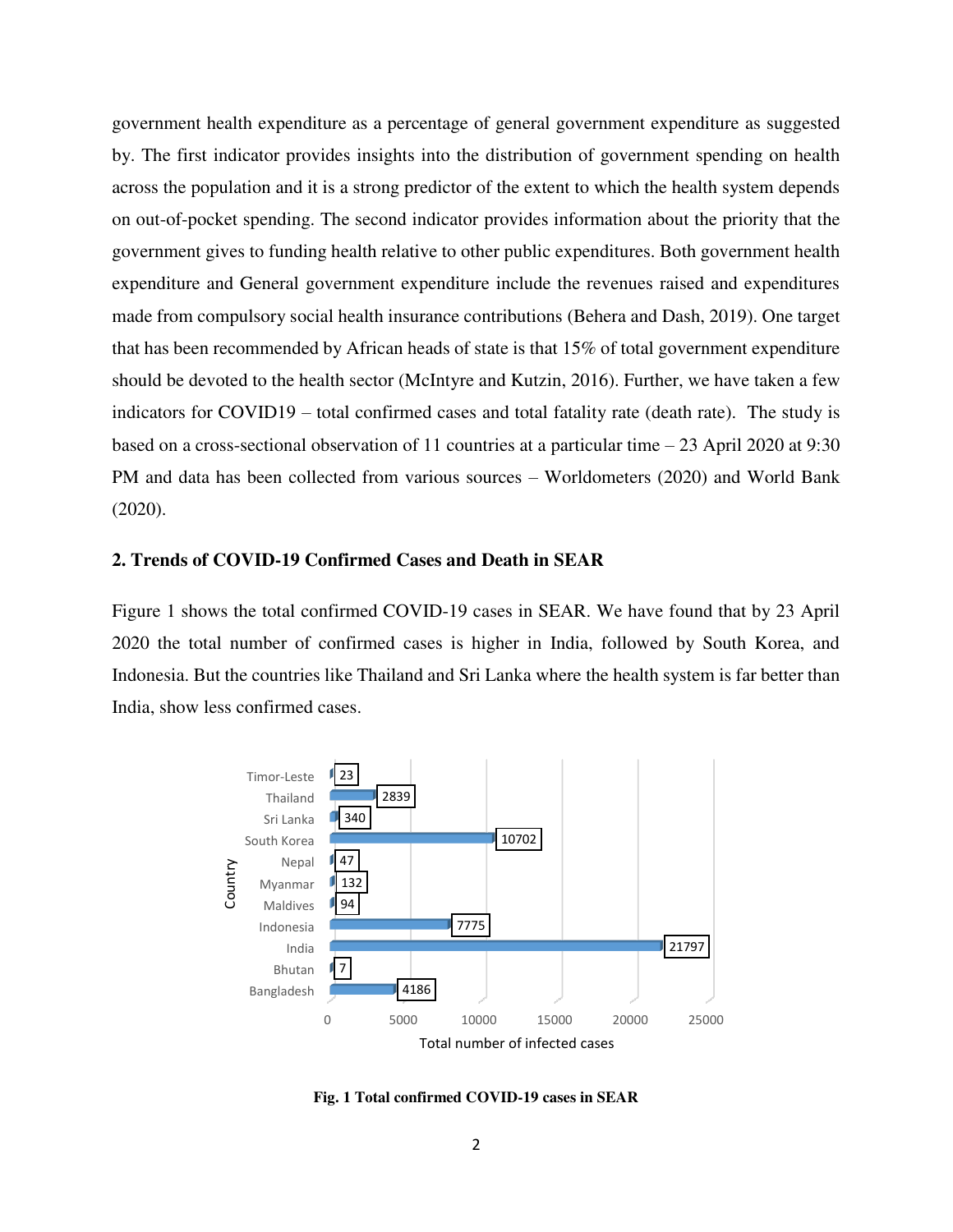government health expenditure as a percentage of general government expenditure as suggested by. The first indicator provides insights into the distribution of government spending on health across the population and it is a strong predictor of the extent to which the health system depends on out-of-pocket spending. The second indicator provides information about the priority that the government gives to funding health relative to other public expenditures. Both government health expenditure and General government expenditure include the revenues raised and expenditures made from compulsory social health insurance contributions (Behera and Dash, 2019). One target that has been recommended by African heads of state is that 15% of total government expenditure should be devoted to the health sector (McIntyre and Kutzin, 2016). Further, we have taken a few indicators for COVID19 – total confirmed cases and total fatality rate (death rate). The study is based on a cross-sectional observation of 11 countries at a particular time – 23 April 2020 at 9:30 PM and data has been collected from various sources – Worldometers (2020) and World Bank (2020).

## 2. Trends of COVID-19 Confirmed Cases and Death in SEAR

Figure 1 shows the total confirmed COVID-19 cases in SEAR. We have found that by 23 April 2020 the total number of confirmed cases is higher in India, followed by South Korea, and Indonesia. But the countries like Thailand and Sri Lanka where the health system is far better than India, show less confirmed cases.

**Fig. 1 Total confirmed COVID-19 cases in SEAR**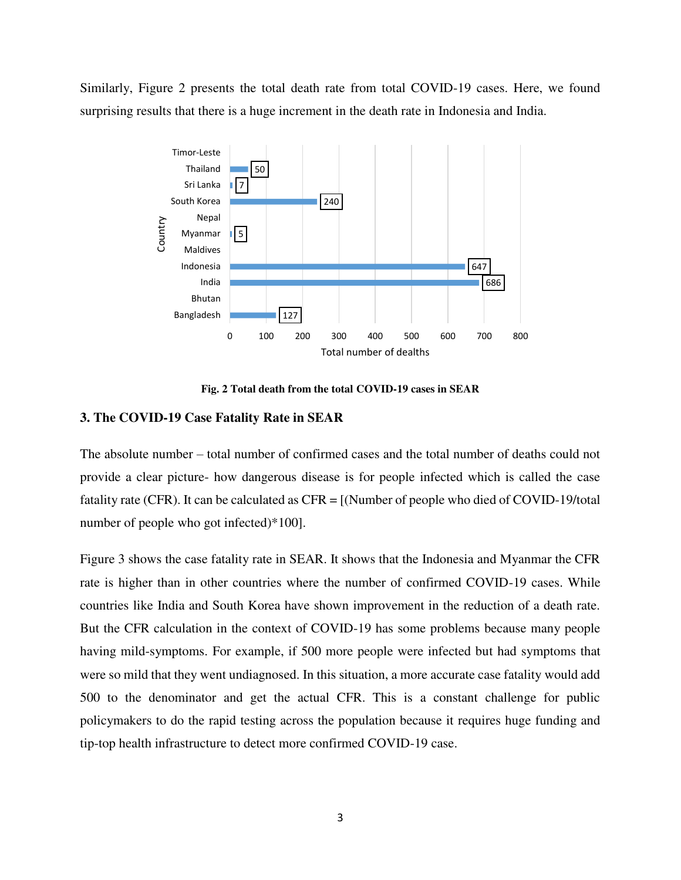Similarly, Figure 2 presents the total death rate from total COVID-19 cases. Here, we found surprising results that there is a huge increment in the death rate in Indonesia and India.

| Country | Total number of deaths |
|---|---|
| Timor-Leste | |
| Thailand | 50 |
| Sri Lanka | 7 |
| South Korea | 240 |
| Nepal | |
| Myanmar | 5 |
| Maldives | |
| Indonesia | 647 |
| India | 686 |
| Bhutan | |
| Bangladesh | 127 |

**Fig. 2 Total death from the total COVID-19 cases in SEAR**

### 3. The COVID-19 Case Fatality Rate in SEAR

The absolute number – total number of confirmed cases and the total number of deaths could not provide a clear picture- how dangerous disease is for people infected which is called the case fatality rate (CFR). It can be calculated as CFR = [(Number of people who died of COVID-19/total number of people who got infected)*100].

Figure 3 shows the case fatality rate in SEAR. It shows that the Indonesia and Myanmar the CFR rate is higher than in other countries where the number of confirmed COVID-19 cases. While countries like India and South Korea have shown improvement in the reduction of a death rate. But the CFR calculation in the context of COVID-19 has some problems because many people having mild-symptoms. For example, if 500 more people were infected but had symptoms that were so mild that they went undiagnosed. In this situation, a more accurate case fatality would add 500 to the denominator and get the actual CFR. This is a constant challenge for public policymakers to do the rapid testing across the population because it requires huge funding and tip-top health infrastructure to detect more confirmed COVID-19 case.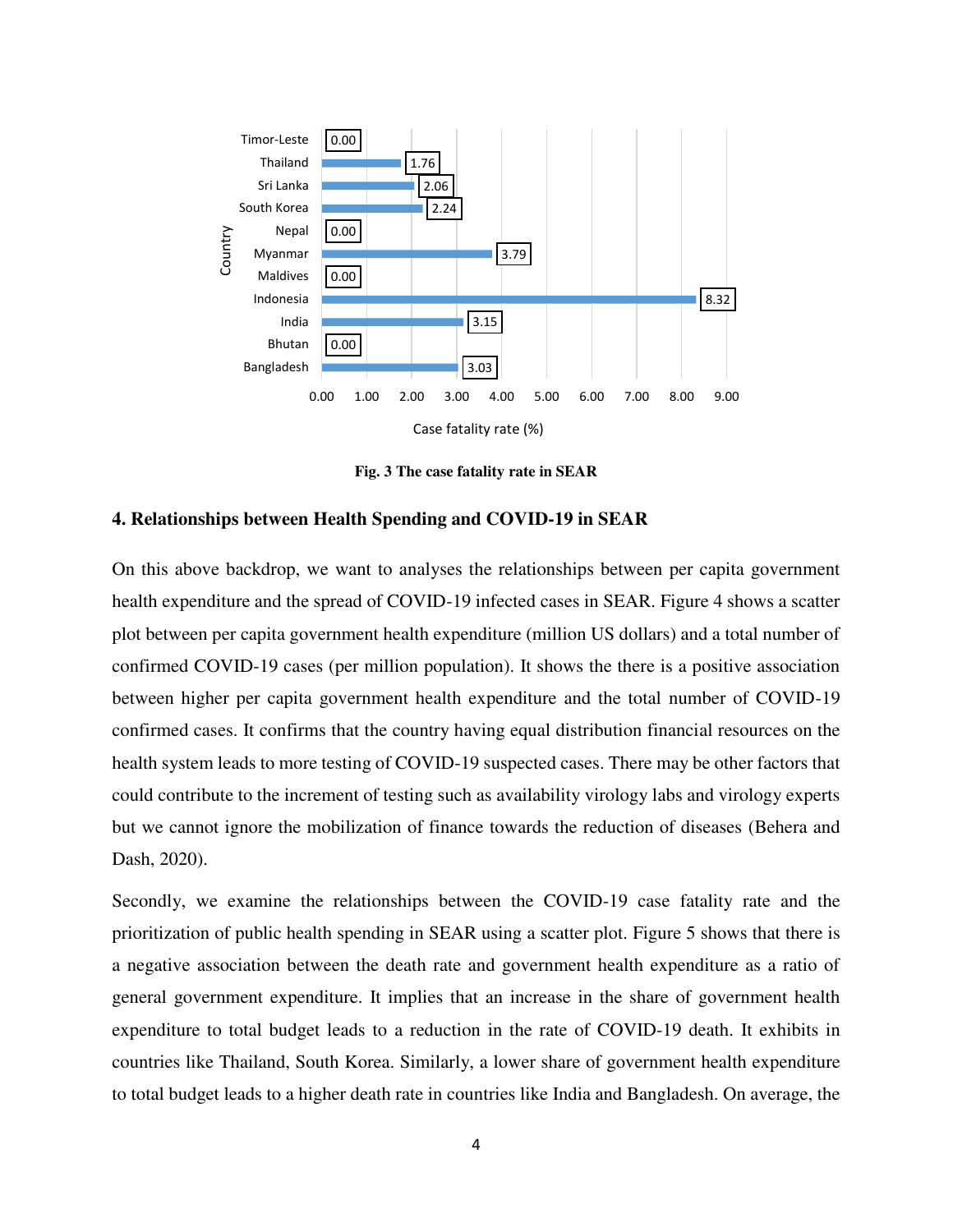| Country | Case fatality rate (%) |
|---|---|
| Timor-Leste | 0.00 |
| Thailand | 1.76 |
| Sri Lanka | 2.06 |
| South Korea | 2.24 |
| Nepal | 0.00 |
| Myanmar | 3.79 |
| Maldives | 0.00 |
| Indonesia | 8.32 |
| India | 3.15 |
| Bhutan | 0.00 |
| Bangladesh | 3.03 |

**Fig. 3 The case fatality rate in SEAR**

## 4. Relationships between Health Spending and COVID-19 in SEAR

On this above backdrop, we want to analyses the relationships between per capita government health expenditure and the spread of COVID-19 infected cases in SEAR. Figure 4 shows a scatter plot between per capita government health expenditure (million US dollars) and a total number of confirmed COVID-19 cases (per million population). It shows the there is a positive association between higher per capita government health expenditure and the total number of COVID-19 confirmed cases. It confirms that the country having equal distribution financial resources on the health system leads to more testing of COVID-19 suspected cases. There may be other factors that could contribute to the increment of testing such as availability virology labs and virology experts but we cannot ignore the mobilization of finance towards the reduction of diseases (Behera and Dash, 2020).

Secondly, we examine the relationships between the COVID-19 case fatality rate and the prioritization of public health spending in SEAR using a scatter plot. Figure 5 shows that there is a negative association between the death rate and government health expenditure as a ratio of general government expenditure. It implies that an increase in the share of government health expenditure to total budget leads to a reduction in the rate of COVID-19 death. It exhibits in countries like Thailand, South Korea. Similarly, a lower share of government health expenditure to total budget leads to a higher death rate in countries like India and Bangladesh. On average, the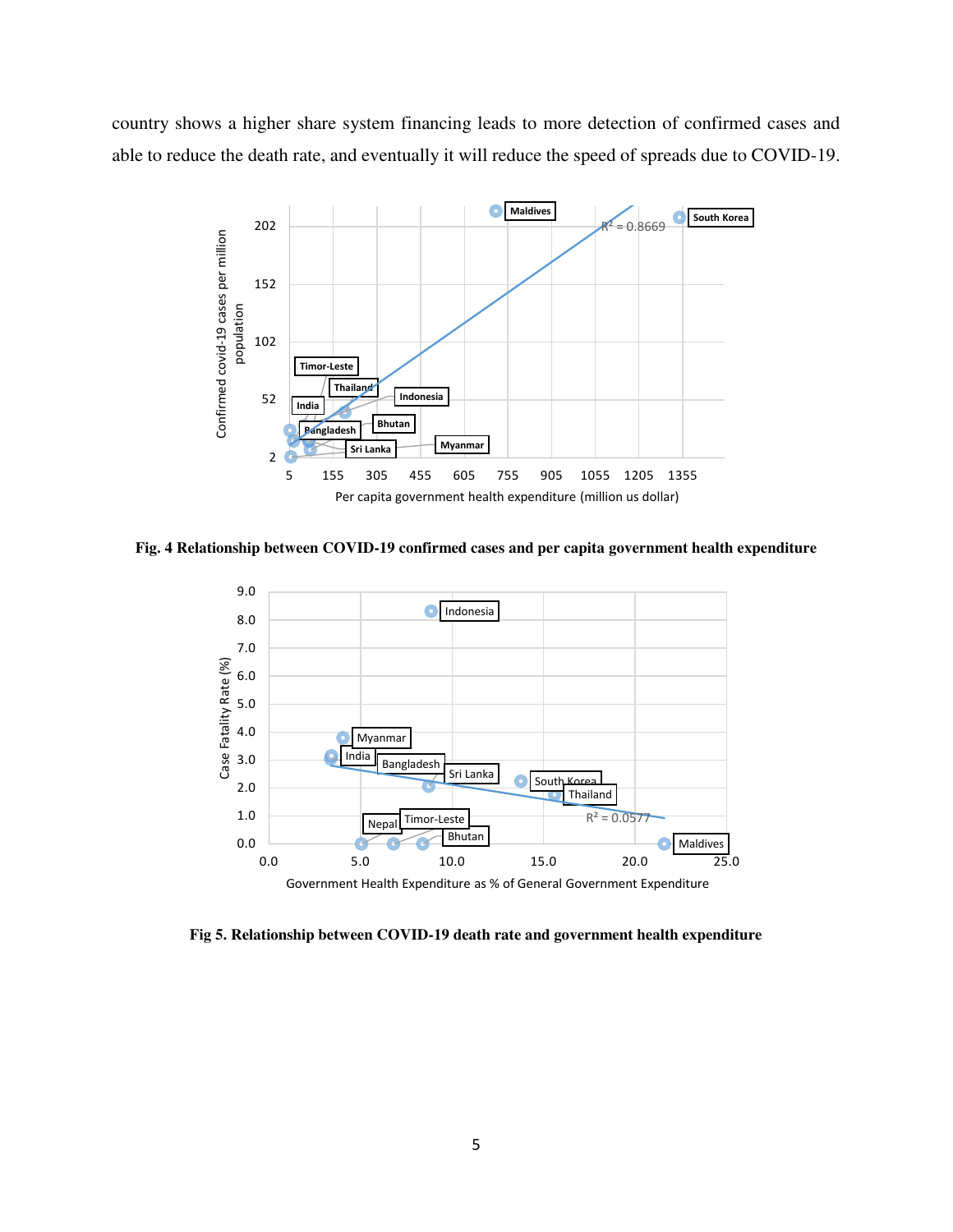country shows a higher share system financing leads to more detection of confirmed cases and able to reduce the death rate, and eventually it will reduce the speed of spreads due to COVID-19.

**Fig. 4 Relationship between COVID-19 confirmed cases and per capita government health expenditure**

**Fig 5. Relationship between COVID-19 death rate and government health expenditure**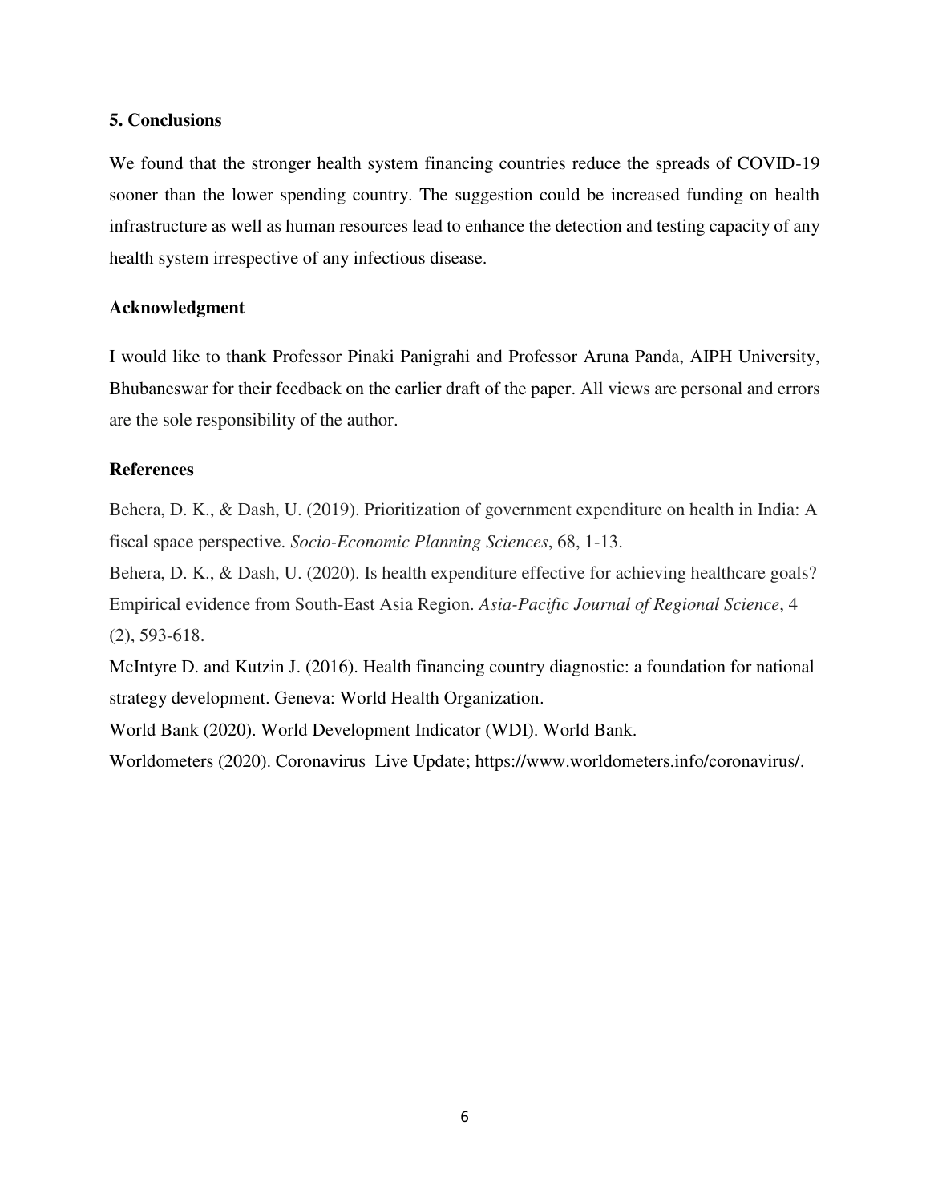## 5. Conclusions

We found that the stronger health system financing countries reduce the spreads of COVID-19 sooner than the lower spending country. The suggestion could be increased funding on health infrastructure as well as human resources lead to enhance the detection and testing capacity of any health system irrespective of any infectious disease.

### Acknowledgment

I would like to thank Professor Pinaki Panigrahi and Professor Aruna Panda, AIPH University, Bhubaneswar for their feedback on the earlier draft of the paper. All views are personal and errors are the sole responsibility of the author.

### References

Behera, D. K., & Dash, U. (2019). Prioritization of government expenditure on health in India: A fiscal space perspective. *Socio-Economic Planning Sciences*, 68, 1-13.

Behera, D. K., & Dash, U. (2020). Is health expenditure effective for achieving healthcare goals? Empirical evidence from South-East Asia Region. *Asia-Pacific Journal of Regional Science*, 4 (2), 593-618.

McIntyre D. and Kutzin J. (2016). Health financing country diagnostic: a foundation for national strategy development. Geneva: World Health Organization.

World Bank (2020). World Development Indicator (WDI). World Bank.

Worldometers (2020). Coronavirus Live Update; https://www.worldometers.info/coronavirus/.